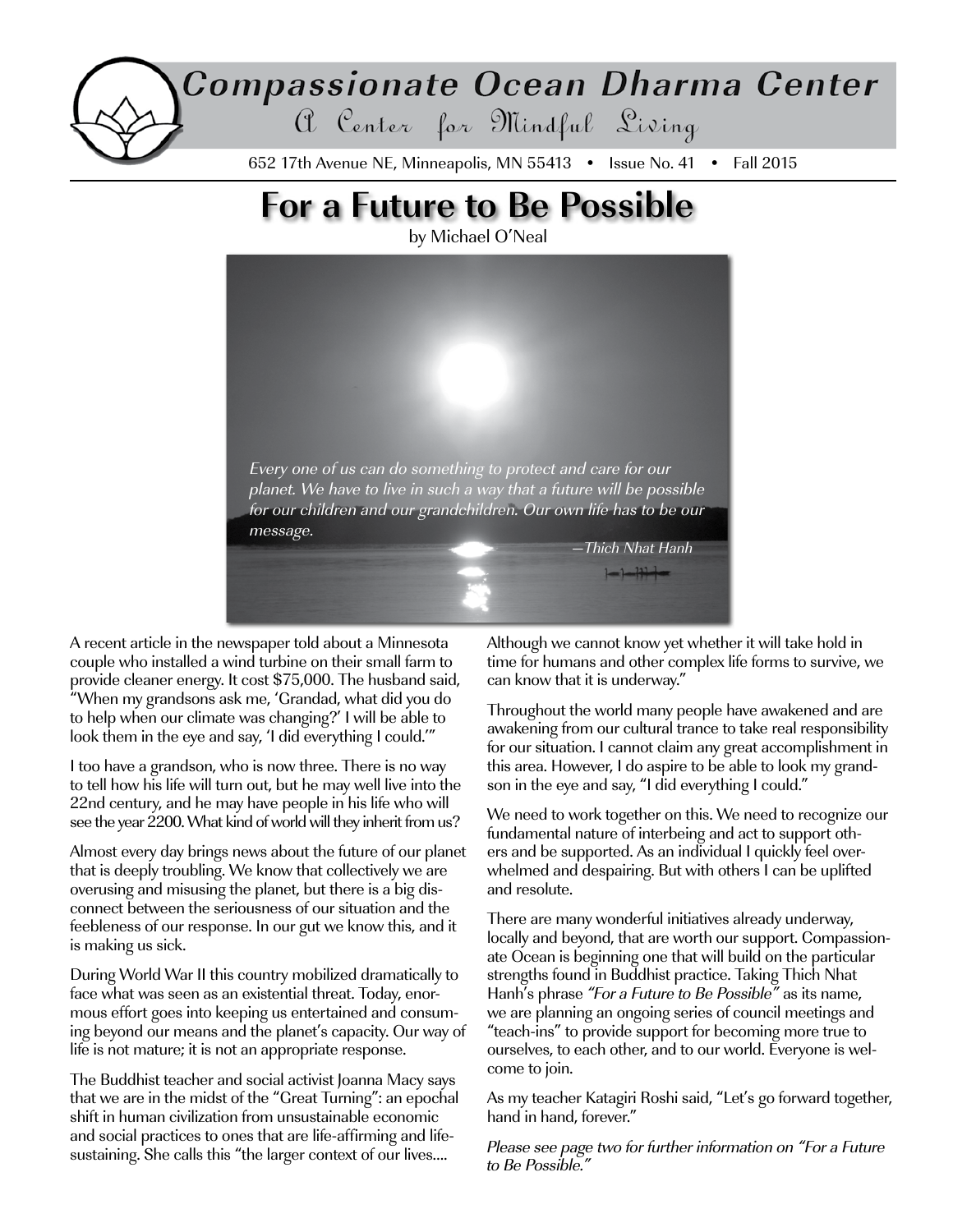# Compassionate Ocean Dharma Center

A Center for Mindful Living

652 17th Avenue NE, Minneapolis, MN 55413 • Issue No. 41 • Fall 2015

## For a Future to Be Possible

by Michael O'Neal

*Every one of us can do something to protect and care for our planet. We have to live in such a way that a future will be possible for our children and our grandchildren. Our own life has to be our message.*

*—Thich Nhat Hanh*

A recent article in the newspaper told about a Minnesota couple who installed a wind turbine on their small farm to provide cleaner energy. It cost $75,000. The husband said, "When my grandsons ask me, 'Grandad, what did you do to help when our climate was changing?' I will be able to look them in the eye and say, 'I did everything I could.'"

I too have a grandson, who is now three. There is no way to tell how his life will turn out, but he may well live into the 22nd century, and he may have people in his life who will see the year 2200. What kind of world will they inherit from us?

Almost every day brings news about the future of our planet that is deeply troubling. We know that collectively we are overusing and misusing the planet, but there is a big disconnect between the seriousness of our situation and the feebleness of our response. In our gut we know this, and it is making us sick.

During World War II this country mobilized dramatically to face what was seen as an existential threat. Today, enormous effort goes into keeping us entertained and consuming beyond our means and the planet's capacity. Our way of life is not mature; it is not an appropriate response.

The Buddhist teacher and social activist Joanna Macy says that we are in the midst of the "Great Turning": an epochal shift in human civilization from unsustainable economic and social practices to ones that are life-affirming and life-sustaining. She calls this "the larger context of our lives.... Although we cannot know yet whether it will take hold in time for humans and other complex life forms to survive, we can know that it is underway."

Throughout the world many people have awakened and are awakening from our cultural trance to take real responsibility for our situation. I cannot claim any great accomplishment in this area. However, I do aspire to be able to look my grandson in the eye and say, "I did everything I could."

We need to work together on this. We need to recognize our fundamental nature of interbeing and act to support others and be supported. As an individual I quickly feel overwhelmed and despairing. But with others I can be uplifted and resolute.

There are many wonderful initiatives already underway, locally and beyond, that are worth our support. Compassionate Ocean is beginning one that will build on the particular strengths found in Buddhist practice. Taking Thich Nhat Hanh's phrase *"For a Future to Be Possible"* as its name, we are planning an ongoing series of council meetings and "teach-ins" to provide support for becoming more true to ourselves, to each other, and to our world. Everyone is welcome to join.

As my teacher Katagiri Roshi said, "Let's go forward together, hand in hand, forever."

*Please see page two for further information on "For a Future to Be Possible."*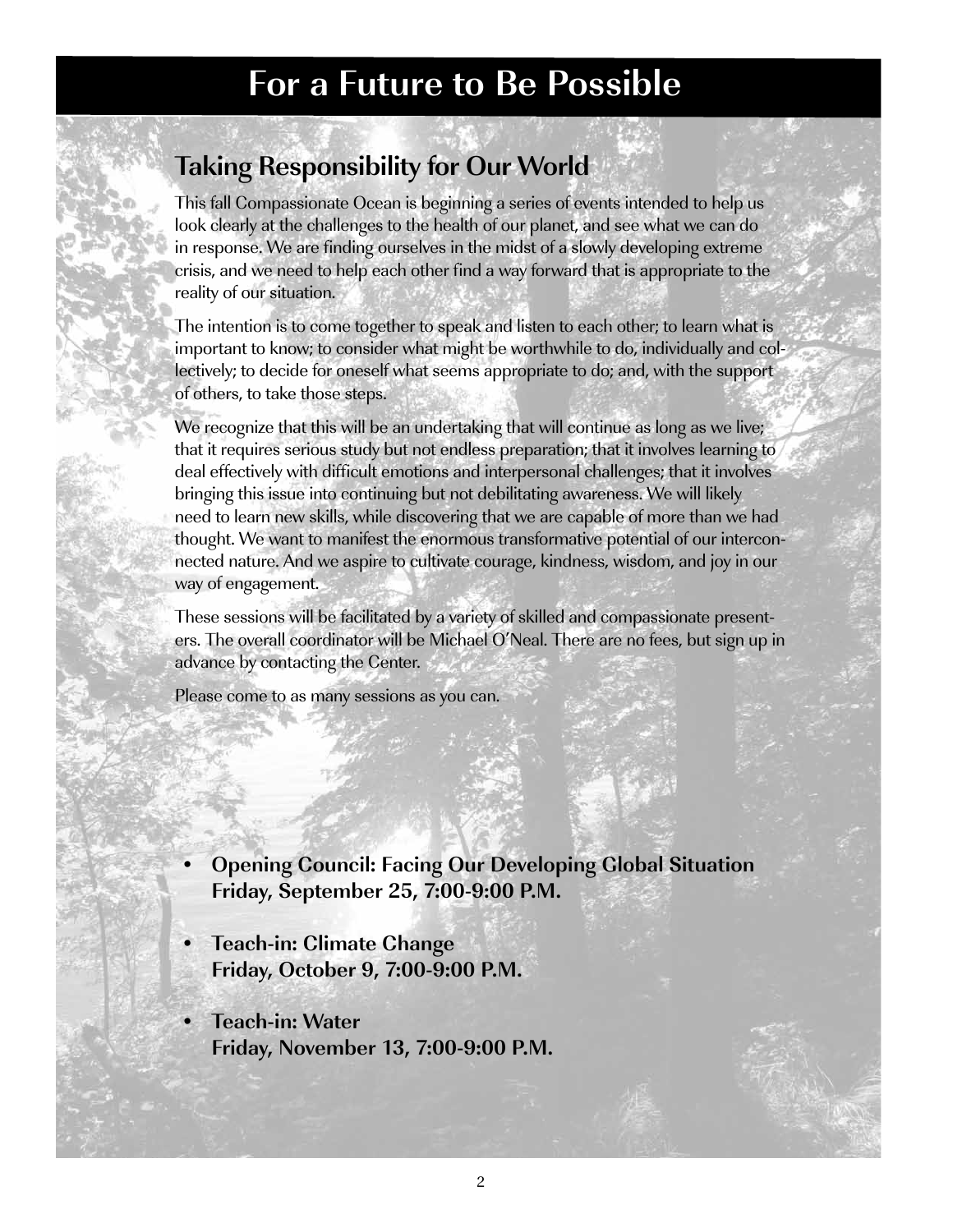# For a Future to Be Possible

## Taking Responsibility for Our World

This fall Compassionate Ocean is beginning a series of events intended to help us look clearly at the challenges to the health of our planet, and see what we can do in response. We are finding ourselves in the midst of a slowly developing extreme crisis, and we need to help each other find a way forward that is appropriate to the reality of our situation.

The intention is to come together to speak and listen to each other; to learn what is important to know; to consider what might be worthwhile to do, individually and collectively; to decide for oneself what seems appropriate to do; and, with the support of others, to take those steps.

We recognize that this will be an undertaking that will continue as long as we live; that it requires serious study but not endless preparation; that it involves learning to deal effectively with difficult emotions and interpersonal challenges; that it involves bringing this issue into continuing but not debilitating awareness. We will likely need to learn new skills, while discovering that we are capable of more than we had thought. We want to manifest the enormous transformative potential of our interconnected nature. And we aspire to cultivate courage, kindness, wisdom, and joy in our way of engagement.

These sessions will be facilitated by a variety of skilled and compassionate presenters. The overall coordinator will be Michael O'Neal. There are no fees, but sign up in advance by contacting the Center.

Please come to as many sessions as you can.

- **Opening Council: Facing Our Developing Global Situation**
  **Friday, September 25, 7:00-9:00 P.M.**
- **Teach-in: Climate Change**
  **Friday, October 9, 7:00-9:00 P.M.**
- **Teach-in: Water**
  **Friday, November 13, 7:00-9:00 P.M.**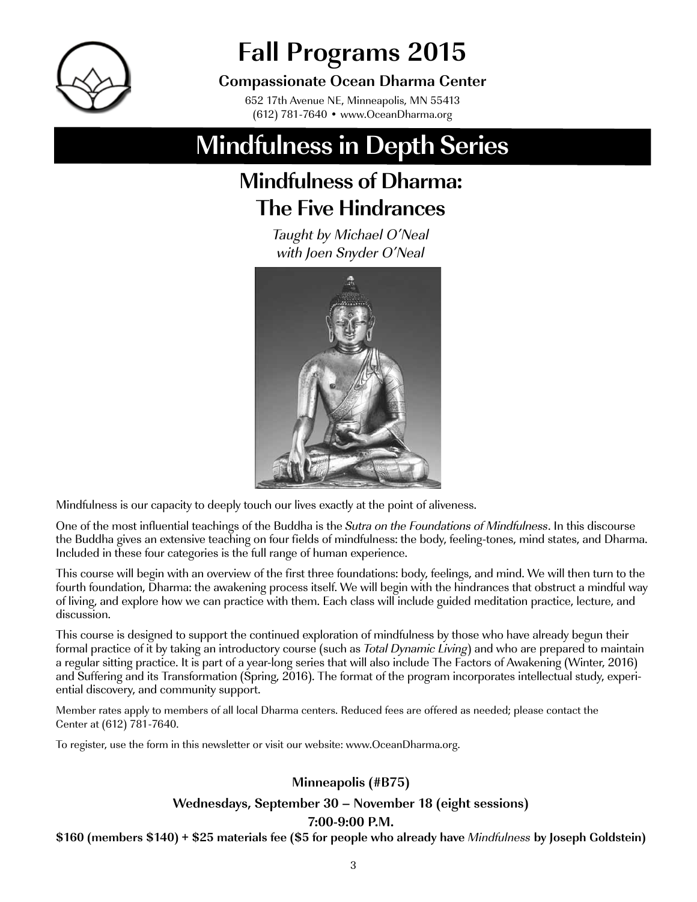# Fall Programs 2015

**Compassionate Ocean Dharma Center**

652 17th Avenue NE, Minneapolis, MN 55413
(612) 781-7640 • www.OceanDharma.org

# Mindfulness in Depth Series

## Mindfulness of Dharma: The Five Hindrances

*Taught by Michael O'Neal*
*with Joen Snyder O'Neal*

Mindfulness is our capacity to deeply touch our lives exactly at the point of aliveness.

One of the most influential teachings of the Buddha is the *Sutra on the Foundations of Mindfulness*. In this discourse the Buddha gives an extensive teaching on four fields of mindfulness: the body, feeling-tones, mind states, and Dharma. Included in these four categories is the full range of human experience.

This course will begin with an overview of the first three foundations: body, feelings, and mind. We will then turn to the fourth foundation, Dharma: the awakening process itself. We will begin with the hindrances that obstruct a mindful way of living, and explore how we can practice with them. Each class will include guided meditation practice, lecture, and discussion.

This course is designed to support the continued exploration of mindfulness by those who have already begun their formal practice of it by taking an introductory course (such as *Total Dynamic Living*) and who are prepared to maintain a regular sitting practice. It is part of a year-long series that will also include The Factors of Awakening (Winter, 2016) and Suffering and its Transformation (Spring, 2016). The format of the program incorporates intellectual study, experiential discovery, and community support.

Member rates apply to members of all local Dharma centers. Reduced fees are offered as needed; please contact the Center at (612) 781-7640.

To register, use the form in this newsletter or visit our website: www.OceanDharma.org.

**Minneapolis (#B75)**

**Wednesdays, September 30 – November 18 (eight sessions)**

**7:00-9:00 P.M.**

**$160 (members $140) + $25 materials fee ($5 for people who already have *Mindfulness* by Joseph Goldstein)**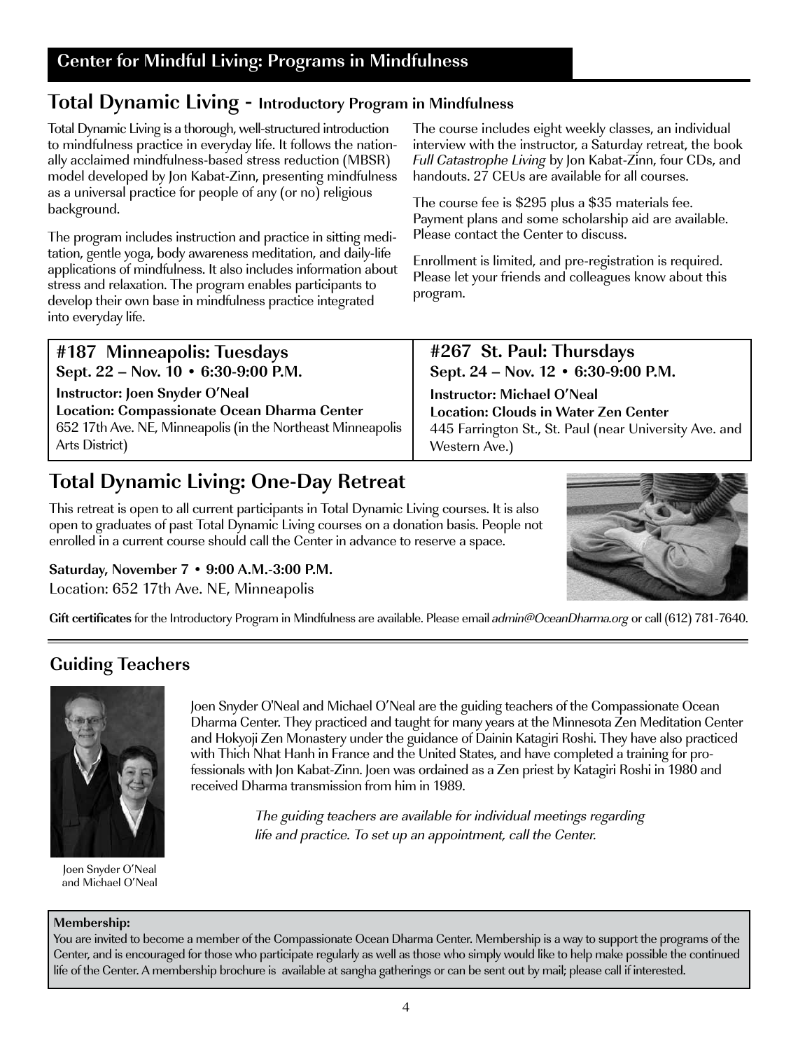## Center for Mindful Living: Programs in Mindfulness

## Total Dynamic Living - Introductory Program in Mindfulness

Total Dynamic Living is a thorough, well-structured introduction to mindfulness practice in everyday life. It follows the nationally acclaimed mindfulness-based stress reduction (MBSR) model developed by Jon Kabat-Zinn, presenting mindfulness as a universal practice for people of any (or no) religious background.

The program includes instruction and practice in sitting meditation, gentle yoga, body awareness meditation, and daily-life applications of mindfulness. It also includes information about stress and relaxation. The program enables participants to develop their own base in mindfulness practice integrated into everyday life.

The course includes eight weekly classes, an individual interview with the instructor, a Saturday retreat, the book *Full Catastrophe Living* by Jon Kabat-Zinn, four CDs, and handouts. 27 CEUs are available for all courses.

The course fee is $295 plus a $35 materials fee. Payment plans and some scholarship aid are available. Please contact the Center to discuss.

Enrollment is limited, and pre-registration is required. Please let your friends and colleagues know about this program.

### #187 Minneapolis: Tuesdays

**Sept. 22 – Nov. 10 • 6:30-9:00 P.M.**

**Instructor: Joen Snyder O'Neal**

**Location: Compassionate Ocean Dharma Center**

652 17th Ave. NE, Minneapolis (in the Northeast Minneapolis Arts District)

### #267 St. Paul: Thursdays

**Sept. 24 – Nov. 12 • 6:30-9:00 P.M.**

**Instructor: Michael O'Neal**

**Location: Clouds in Water Zen Center**

445 Farrington St., St. Paul (near University Ave. and Western Ave.)

## Total Dynamic Living: One-Day Retreat

This retreat is open to all current participants in Total Dynamic Living courses. It is also open to graduates of past Total Dynamic Living courses on a donation basis. People not enrolled in a current course should call the Center in advance to reserve a space.

**Saturday, November 7 • 9:00 A.M.-3:00 P.M.**

Location: 652 17th Ave. NE, Minneapolis

**Gift certificates** for the Introductory Program in Mindfulness are available. Please email *admin@OceanDharma.org* or call (612) 781-7640.

## Guiding Teachers

Joen Snyder O'Neal and Michael O'Neal

Joen Snyder O'Neal and Michael O'Neal are the guiding teachers of the Compassionate Ocean Dharma Center. They practiced and taught for many years at the Minnesota Zen Meditation Center and Hokyoji Zen Monastery under the guidance of Dainin Katagiri Roshi. They have also practiced with Thich Nhat Hanh in France and the United States, and have completed a training for professionals with Jon Kabat-Zinn. Joen was ordained as a Zen priest by Katagiri Roshi in 1980 and received Dharma transmission from him in 1989.

*The guiding teachers are available for individual meetings regarding life and practice. To set up an appointment, call the Center.*

**Membership:**

You are invited to become a member of the Compassionate Ocean Dharma Center. Membership is a way to support the programs of the Center, and is encouraged for those who participate regularly as well as those who simply would like to help make possible the continued life of the Center. A membership brochure is available at sangha gatherings or can be sent out by mail; please call if interested.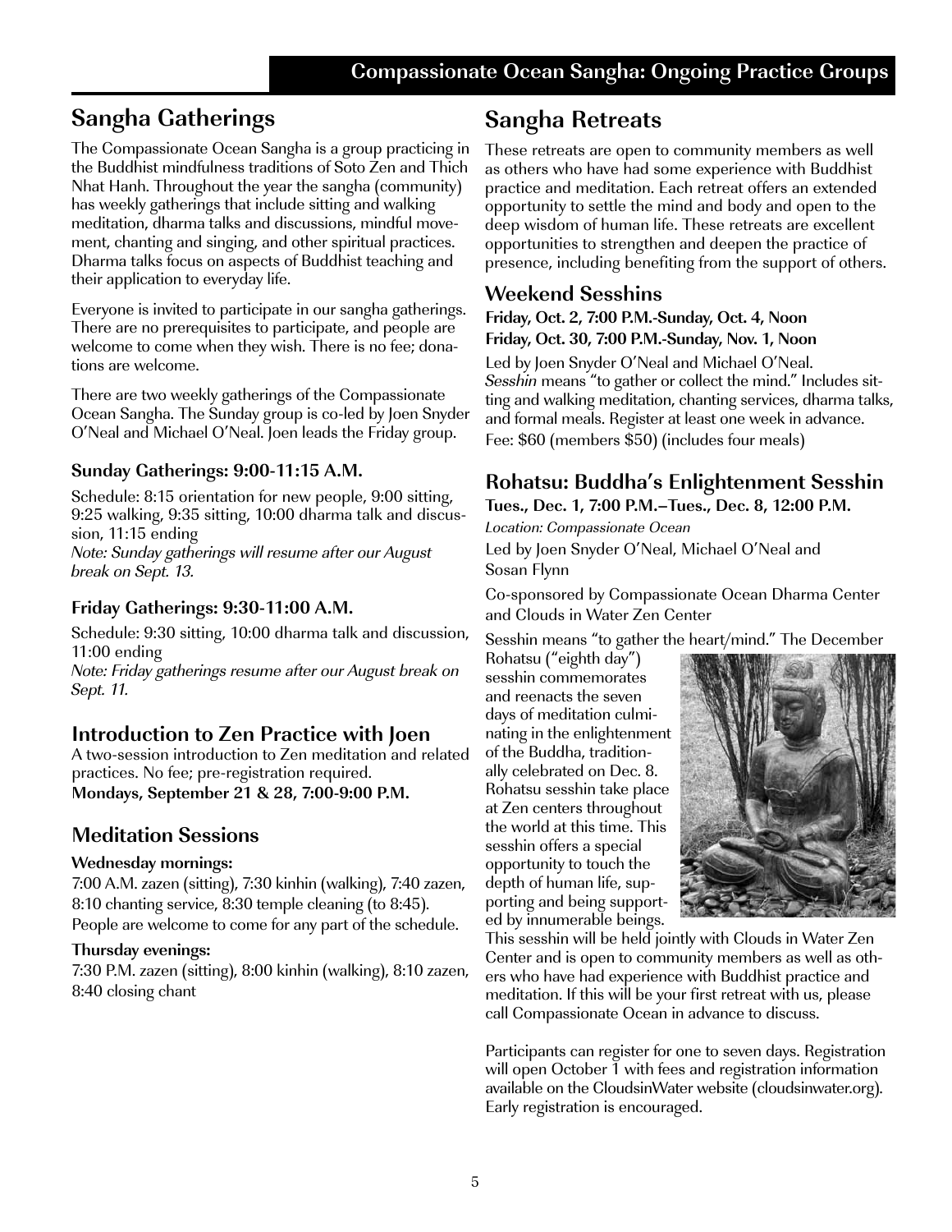## Compassionate Ocean Sangha: Ongoing Practice Groups

## Sangha Gatherings

The Compassionate Ocean Sangha is a group practicing in the Buddhist mindfulness traditions of Soto Zen and Thich Nhat Hanh. Throughout the year the sangha (community) has weekly gatherings that include sitting and walking meditation, dharma talks and discussions, mindful movement, chanting and singing, and other spiritual practices. Dharma talks focus on aspects of Buddhist teaching and their application to everyday life.

Everyone is invited to participate in our sangha gatherings. There are no prerequisites to participate, and people are welcome to come when they wish. There is no fee; donations are welcome.

There are two weekly gatherings of the Compassionate Ocean Sangha. The Sunday group is co-led by Joen Snyder O'Neal and Michael O'Neal. Joen leads the Friday group.

#### Sunday Gatherings: 9:00-11:15 A.M.

Schedule: 8:15 orientation for new people, 9:00 sitting, 9:25 walking, 9:35 sitting, 10:00 dharma talk and discussion, 11:15 ending
*Note: Sunday gatherings will resume after our August break on Sept. 13.*

#### Friday Gatherings: 9:30-11:00 A.M.

Schedule: 9:30 sitting, 10:00 dharma talk and discussion, 11:00 ending
*Note: Friday gatherings resume after our August break on Sept. 11.*

### Introduction to Zen Practice with Joen

A two-session introduction to Zen meditation and related practices. No fee; pre-registration required.
**Mondays, September 21 & 28, 7:00-9:00 P.M.**

### Meditation Sessions

**Wednesday mornings:**
7:00 A.M. zazen (sitting), 7:30 kinhin (walking), 7:40 zazen, 8:10 chanting service, 8:30 temple cleaning (to 8:45). People are welcome to come for any part of the schedule.

**Thursday evenings:**
7:30 P.M. zazen (sitting), 8:00 kinhin (walking), 8:10 zazen, 8:40 closing chant

## Sangha Retreats

These retreats are open to community members as well as others who have had some experience with Buddhist practice and meditation. Each retreat offers an extended opportunity to settle the mind and body and open to the deep wisdom of human life. These retreats are excellent opportunities to strengthen and deepen the practice of presence, including benefiting from the support of others.

### Weekend Sesshins

**Friday, Oct. 2, 7:00 P.M.-Sunday, Oct. 4, Noon**
**Friday, Oct. 30, 7:00 P.M.-Sunday, Nov. 1, Noon**

Led by Joen Snyder O'Neal and Michael O'Neal. *Sesshin* means "to gather or collect the mind." Includes sitting and walking meditation, chanting services, dharma talks, and formal meals. Register at least one week in advance. Fee: $60 (members $50) (includes four meals)

### Rohatsu: Buddha's Enlightenment Sesshin

**Tues., Dec. 1, 7:00 P.M.–Tues., Dec. 8, 12:00 P.M.**

*Location: Compassionate Ocean*

Led by Joen Snyder O'Neal, Michael O'Neal and Sosan Flynn

Co-sponsored by Compassionate Ocean Dharma Center and Clouds in Water Zen Center

Sesshin means "to gather the heart/mind." The December Rohatsu ("eighth day") sesshin commemorates and reenacts the seven days of meditation culminating in the enlightenment of the Buddha, traditionally celebrated on Dec. 8. Rohatsu sesshin take place at Zen centers throughout the world at this time. This sesshin offers a special opportunity to touch the depth of human life, supporting and being supported by innumerable beings. This sesshin will be held jointly with Clouds in Water Zen Center and is open to community members as well as others who have had experience with Buddhist practice and meditation. If this will be your first retreat with us, please call Compassionate Ocean in advance to discuss.

Participants can register for one to seven days. Registration will open October 1 with fees and registration information available on the CloudsinWater website (cloudsinwater.org). Early registration is encouraged.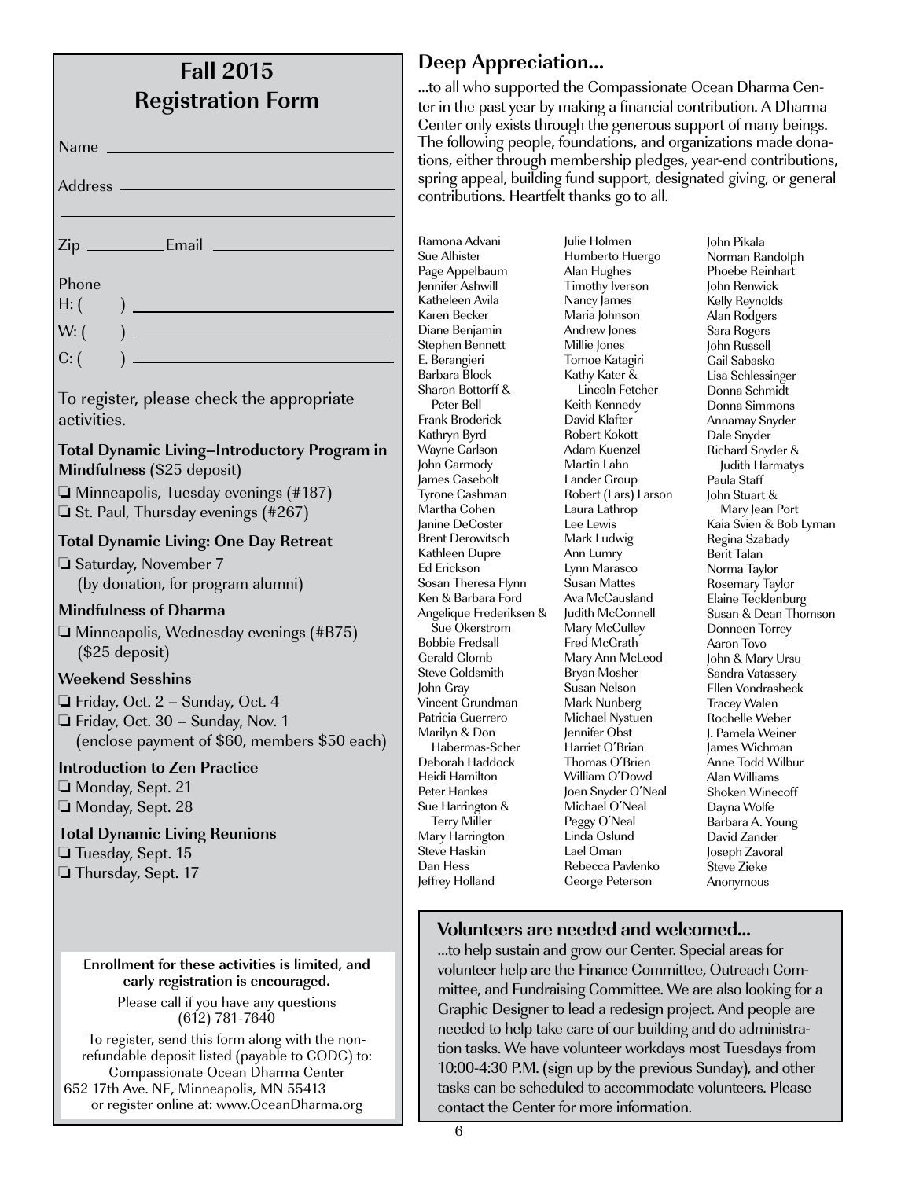## Fall 2015 Registration Form

Name ______________________________

Address ______________________________

______________________________

Zip __________ Email ______________________________

Phone

H: ( ) ______________________________

W: ( ) ______________________________

C: ( ) ______________________________

To register, please check the appropriate activities.

**Total Dynamic Living–Introductory Program in Mindfulness** ($25 deposit)

- ❑ Minneapolis, Tuesday evenings (#187)
- ❑ St. Paul, Thursday evenings (#267)

**Total Dynamic Living: One Day Retreat**

- ❑ Saturday, November 7 (by donation, for program alumni)

**Mindfulness of Dharma**

- ❑ Minneapolis, Wednesday evenings (#B75) ($25 deposit)

**Weekend Sesshins**

- ❑ Friday, Oct. 2 – Sunday, Oct. 4
- ❑ Friday, Oct. 30 – Sunday, Nov. 1 (enclose payment of $60, members $50 each)

**Introduction to Zen Practice**

- ❑ Monday, Sept. 21
- ❑ Monday, Sept. 28

**Total Dynamic Living Reunions**

- ❑ Tuesday, Sept. 15
- ❑ Thursday, Sept. 17

**Enrollment for these activities is limited, and early registration is encouraged.**

Please call if you have any questions (612) 781-7640

To register, send this form along with the non-refundable deposit listed (payable to CODC) to:
Compassionate Ocean Dharma Center
652 17th Ave. NE, Minneapolis, MN 55413
or register online at: www.OceanDharma.org

## Deep Appreciation...

...to all who supported the Compassionate Ocean Dharma Center in the past year by making a financial contribution. A Dharma Center only exists through the generous support of many beings. The following people, foundations, and organizations made donations, either through membership pledges, year-end contributions, spring appeal, building fund support, designated giving, or general contributions. Heartfelt thanks go to all.

Ramona Advani
Sue Alhister
Page Appelbaum
Jennifer Ashwill
Katheleen Avila
Karen Becker
Diane Benjamin
Stephen Bennett
E. Berangieri
Barbara Block
Sharon Bottorff & Peter Bell
Frank Broderick
Kathryn Byrd
Wayne Carlson
John Carmody
James Casebolt
Tyrone Cashman
Martha Cohen
Janine DeCoster
Brent Derowitsch
Kathleen Dupre
Ed Erickson
Sosan Theresa Flynn
Ken & Barbara Ford
Angelique Frederiksen & Sue Okerstrom
Bobbie Fredsall
Gerald Glomb
Steve Goldsmith
John Gray
Vincent Grundman
Patricia Guerrero
Marilyn & Don Habermas-Scher
Deborah Haddock
Heidi Hamilton
Peter Hankes
Sue Harrington & Terry Miller
Mary Harrington
Steve Haskin
Dan Hess
Jeffrey Holland
Julie Holmen
Humberto Huergo
Alan Hughes
Timothy Iverson
Nancy James
Maria Johnson
Andrew Jones
Millie Jones
Tomoe Katagiri
Kathy Kater & Lincoln Fetcher
Keith Kennedy
David Klafter
Robert Kokott
Adam Kuenzel
Martin Lahn
Lander Group
Robert (Lars) Larson
Laura Lathrop
Lee Lewis
Mark Ludwig
Ann Lumry
Lynn Marasco
Susan Mattes
Ava McCausland
Judith McConnell
Mary McCulley
Fred McGrath
Mary Ann McLeod
Bryan Mosher
Susan Nelson
Mark Nunberg
Michael Nystuen
Jennifer Obst
Harriet O'Brian
Thomas O'Brien
William O'Dowd
Joen Snyder O'Neal
Michael O'Neal
Peggy O'Neal
Linda Oslund
Lael Oman
Rebecca Pavlenko
George Peterson
John Pikala
Norman Randolph
Phoebe Reinhart
John Renwick
Kelly Reynolds
Alan Rodgers
Sara Rogers
John Russell
Gail Sabasko
Lisa Schlessinger
Donna Schmidt
Donna Simmons
Annamay Snyder
Dale Snyder
Richard Snyder & Judith Harmatys
Paula Staff
John Stuart & Mary Jean Port
Kaia Svien & Bob Lyman
Regina Szabady
Berit Talan
Norma Taylor
Rosemary Taylor
Elaine Tecklenburg
Susan & Dean Thomson
Donneen Torrey
Aaron Tovo
John & Mary Ursu
Sandra Vatassery
Ellen Vondrasheck
Tracey Walen
Rochelle Weber
J. Pamela Weiner
James Wichman
Anne Todd Wilbur
Alan Williams
Shoken Winecoff
Dayna Wolfe
Barbara A. Young
David Zander
Joseph Zavoral
Steve Zieke
Anonymous

### Volunteers are needed and welcomed...

...to help sustain and grow our Center. Special areas for volunteer help are the Finance Committee, Outreach Committee, and Fundraising Committee. We are also looking for a Graphic Designer to lead a redesign project. And people are needed to help take care of our building and do administration tasks. We have volunteer workdays most Tuesdays from 10:00-4:30 P.M. (sign up by the previous Sunday), and other tasks can be scheduled to accommodate volunteers. Please contact the Center for more information.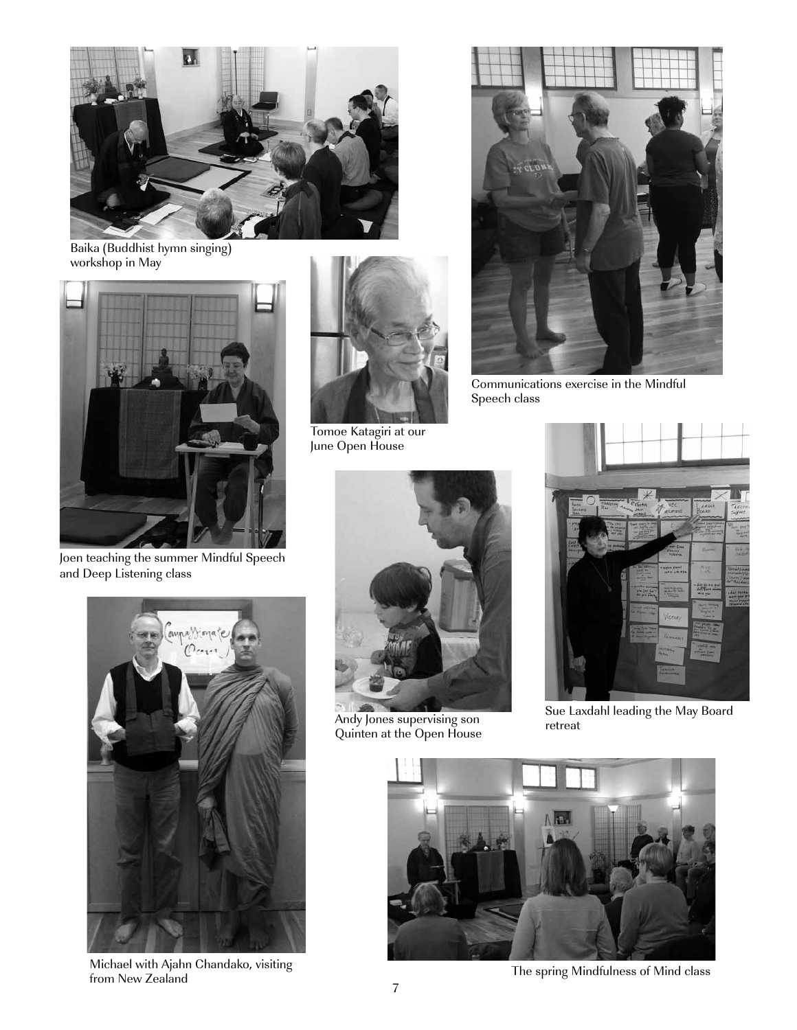Baika (Buddhist hymn singing) workshop in May

Communications exercise in the Mindful Speech class

Tomoe Katagiri at our June Open House

Joen teaching the summer Mindful Speech and Deep Listening class

Andy Jones supervising son Quinten at the Open House

Sue Laxdahl leading the May Board retreat

Michael with Ajahn Chandako, visiting from New Zealand

The spring Mindfulness of Mind class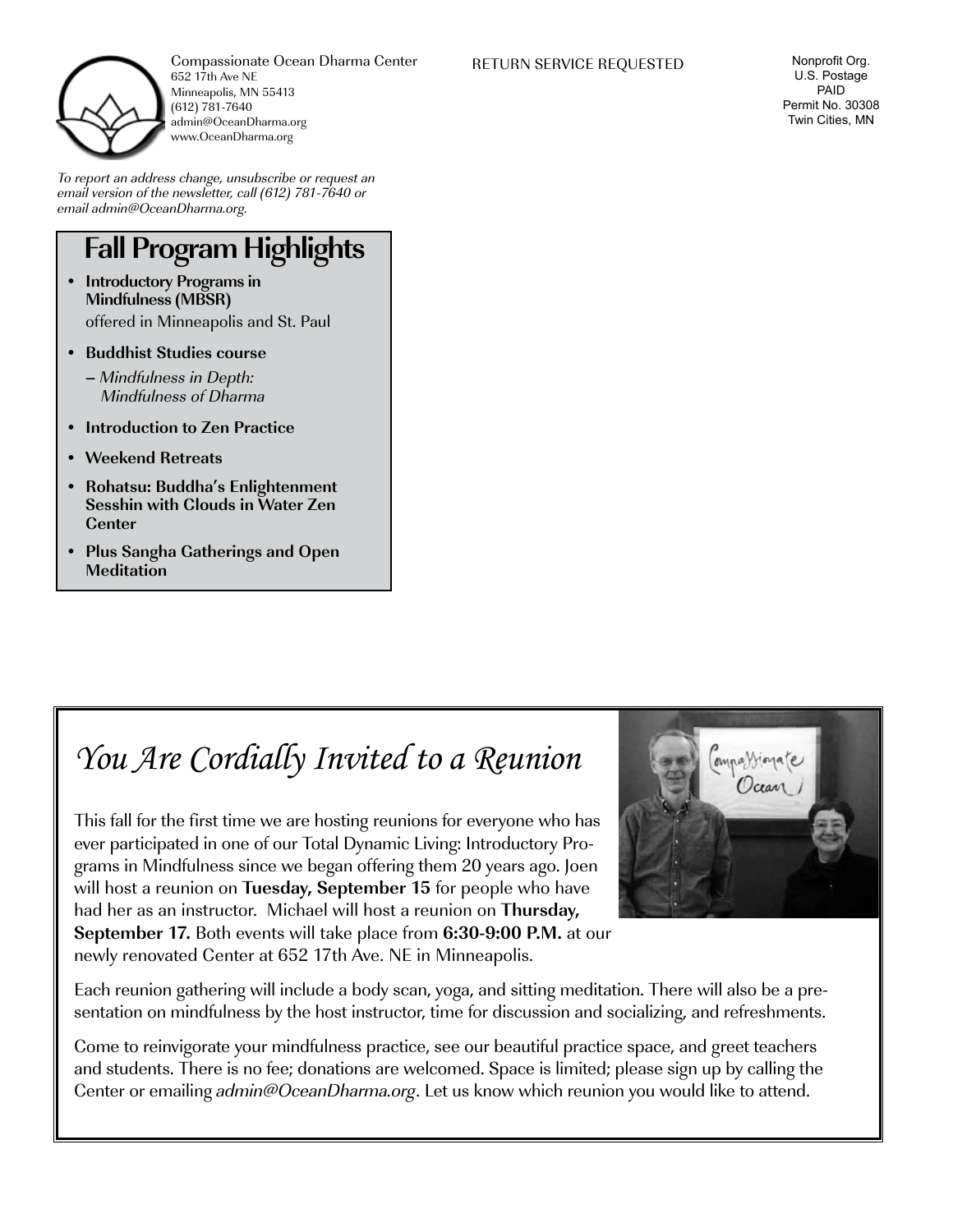Compassionate Ocean Dharma Center
652 17th Ave NE
Minneapolis, MN 55413
(612) 781-7640
admin@OceanDharma.org
www.OceanDharma.org

RETURN SERVICE REQUESTED

Nonprofit Org.
U.S. Postage
PAID
Permit No. 30308
Twin Cities, MN

*To report an address change, unsubscribe or request an email version of the newsletter, call (612) 781-7640 or email admin@OceanDharma.org.*

## Fall Program Highlights

- **Introductory Programs in Mindfulness (MBSR)**
  offered in Minneapolis and St. Paul
- **Buddhist Studies course**
  – *Mindfulness in Depth: Mindfulness of Dharma*
- **Introduction to Zen Practice**
- **Weekend Retreats**
- **Rohatsu: Buddha's Enlightenment Sesshin with Clouds in Water Zen Center**
- **Plus Sangha Gatherings and Open Meditation**

# *You Are Cordially Invited to a Reunion*

This fall for the first time we are hosting reunions for everyone who has ever participated in one of our Total Dynamic Living: Introductory Programs in Mindfulness since we began offering them 20 years ago. Joen will host a reunion on **Tuesday, September 15** for people who have had her as an instructor. Michael will host a reunion on **Thursday, September 17.** Both events will take place from **6:30-9:00 P.M.** at our newly renovated Center at 652 17th Ave. NE in Minneapolis.

Each reunion gathering will include a body scan, yoga, and sitting meditation. There will also be a presentation on mindfulness by the host instructor, time for discussion and socializing, and refreshments.

Come to reinvigorate your mindfulness practice, see our beautiful practice space, and greet teachers and students. There is no fee; donations are welcomed. Space is limited; please sign up by calling the Center or emailing *admin@OceanDharma.org*. Let us know which reunion you would like to attend.